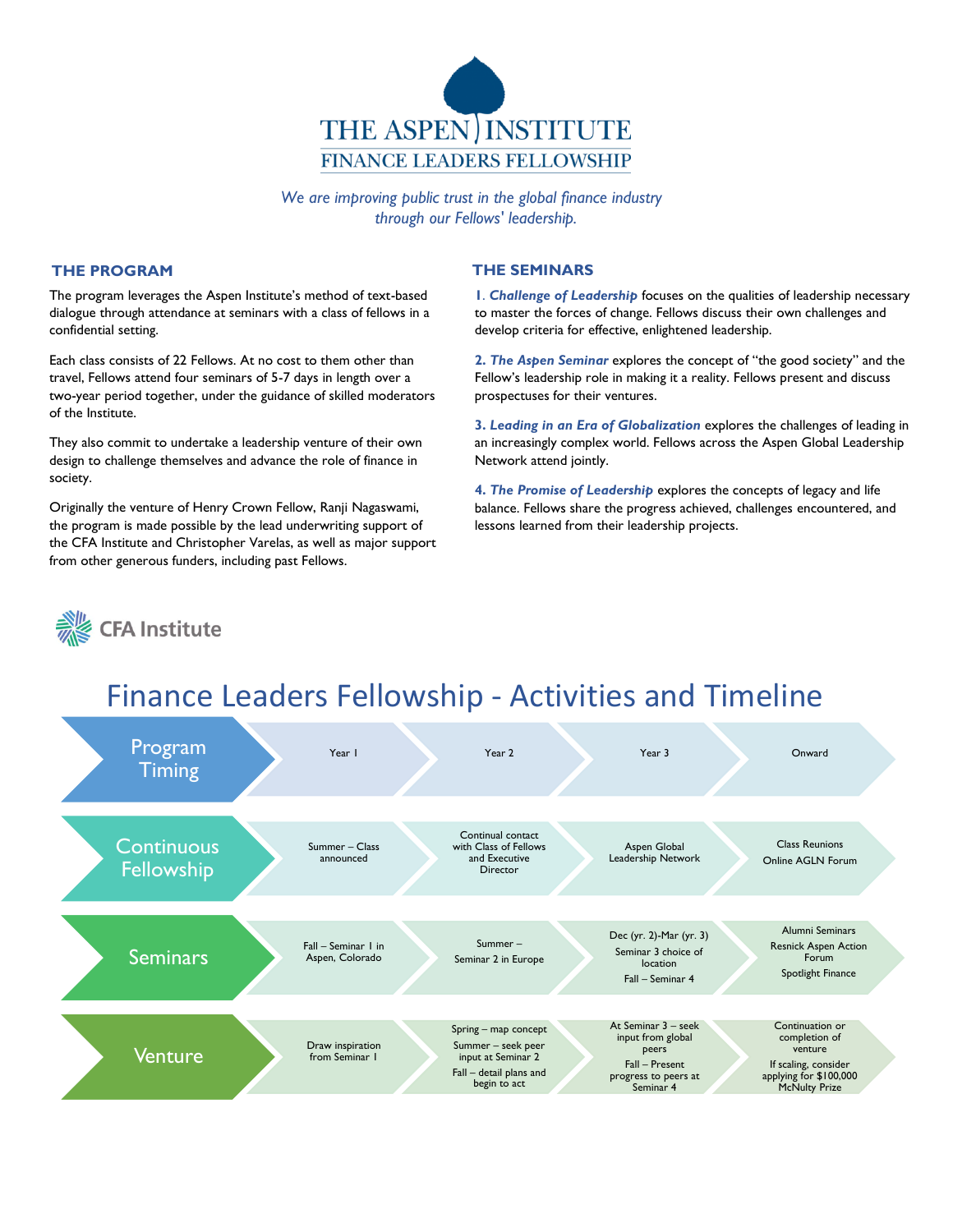# THE ASPEN INSTITUTE
## FINANCE LEADERS FELLOWSHIP

*We are improving public trust in the global finance industry through our Fellows' leadership.*

## THE PROGRAM

The program leverages the Aspen Institute's method of text-based dialogue through attendance at seminars with a class of fellows in a confidential setting.

Each class consists of 22 Fellows. At no cost to them other than travel, Fellows attend four seminars of 5-7 days in length over a two-year period together, under the guidance of skilled moderators of the Institute.

They also commit to undertake a leadership venture of their own design to challenge themselves and advance the role of finance in society.

Originally the venture of Henry Crown Fellow, Ranji Nagaswami, the program is made possible by the lead underwriting support of the CFA Institute and Christopher Varelas, as well as major support from other generous funders, including past Fellows.

## THE SEMINARS

**1. *Challenge of Leadership*** focuses on the qualities of leadership necessary to master the forces of change. Fellows discuss their own challenges and develop criteria for effective, enlightened leadership.

**2. *The Aspen Seminar*** explores the concept of "the good society" and the Fellow's leadership role in making it a reality. Fellows present and discuss prospectuses for their ventures.

**3. *Leading in an Era of Globalization*** explores the challenges of leading in an increasingly complex world. Fellows across the Aspen Global Leadership Network attend jointly.

**4. *The Promise of Leadership*** explores the concepts of legacy and life balance. Fellows share the progress achieved, challenges encountered, and lessons learned from their leadership projects.

CFA Institute

# Finance Leaders Fellowship - Activities and Timeline

| Program Timing | Year 1 | Year 2 | Year 3 | Onward |
|---|---|---|---|---|
| Continuous Fellowship | Summer – Class announced | Continual contact with Class of Fellows and Executive Director | Aspen Global Leadership Network | Class Reunions<br>Online AGLN Forum |
| Seminars | Fall – Seminar 1 in Aspen, Colorado | Summer – Seminar 2 in Europe | Dec (yr. 2)-Mar (yr. 3) Seminar 3 choice of location<br>Fall – Seminar 4 | Alumni Seminars<br>Resnick Aspen Action Forum<br>Spotlight Finance |
| Venture | Draw inspiration from Seminar 1 | Spring – map concept<br>Summer – seek peer input at Seminar 2<br>Fall – detail plans and begin to act | At Seminar 3 – seek input from global peers<br>Fall – Present progress to peers at Seminar 4 | Continuation or completion of venture<br>If scaling, consider applying for $100,000 McNulty Prize |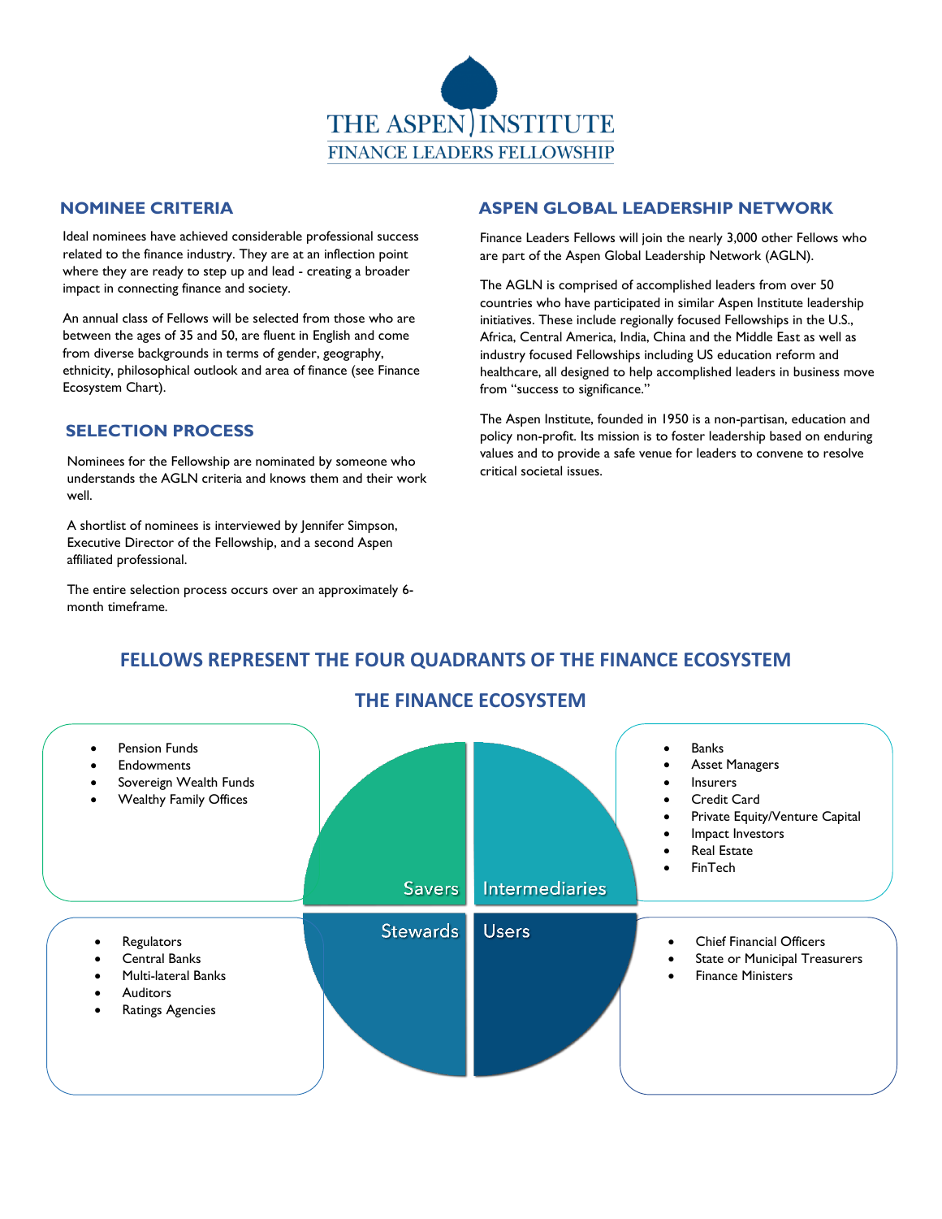# THE ASPEN INSTITUTE
## FINANCE LEADERS FELLOWSHIP

## NOMINEE CRITERIA

Ideal nominees have achieved considerable professional success related to the finance industry. They are at an inflection point where they are ready to step up and lead - creating a broader impact in connecting finance and society.

An annual class of Fellows will be selected from those who are between the ages of 35 and 50, are fluent in English and come from diverse backgrounds in terms of gender, geography, ethnicity, philosophical outlook and area of finance (see Finance Ecosystem Chart).

## SELECTION PROCESS

Nominees for the Fellowship are nominated by someone who understands the AGLN criteria and knows them and their work well.

A shortlist of nominees is interviewed by Jennifer Simpson, Executive Director of the Fellowship, and a second Aspen affiliated professional.

The entire selection process occurs over an approximately 6-month timeframe.

## ASPEN GLOBAL LEADERSHIP NETWORK

Finance Leaders Fellows will join the nearly 3,000 other Fellows who are part of the Aspen Global Leadership Network (AGLN).

The AGLN is comprised of accomplished leaders from over 50 countries who have participated in similar Aspen Institute leadership initiatives. These include regionally focused Fellowships in the U.S., Africa, Central America, India, China and the Middle East as well as industry focused Fellowships including US education reform and healthcare, all designed to help accomplished leaders in business move from "success to significance."

The Aspen Institute, founded in 1950 is a non-partisan, education and policy non-profit. Its mission is to foster leadership based on enduring values and to provide a safe venue for leaders to convene to resolve critical societal issues.

## FELLOWS REPRESENT THE FOUR QUADRANTS OF THE FINANCE ECOSYSTEM

### THE FINANCE ECOSYSTEM

Savers

- Pension Funds
- Endowments
- Sovereign Wealth Funds
- Wealthy Family Offices

Intermediaries

- Banks
- Asset Managers
- Insurers
- Credit Card
- Private Equity/Venture Capital
- Impact Investors
- Real Estate
- FinTech

Stewards

- Regulators
- Central Banks
- Multi-lateral Banks
- Auditors
- Ratings Agencies

Users

- Chief Financial Officers
- State or Municipal Treasurers
- Finance Ministers